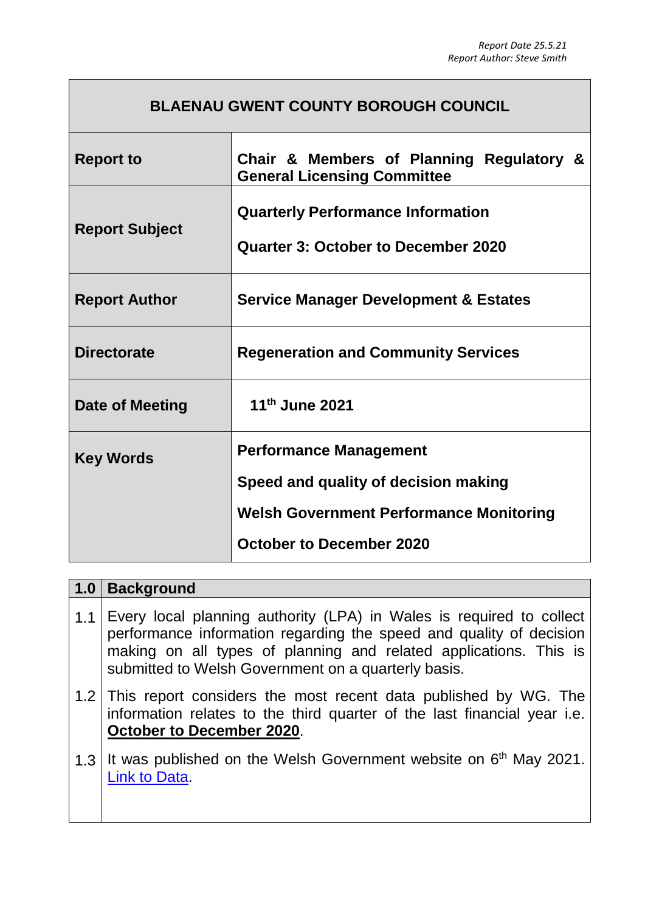*Report Date 25.5.21*
*Report Author: Steve Smith*

| **BLAENAU GWENT COUNTY BOROUGH COUNCIL** | |
|---|---|
| **Report to** | **Chair & Members of Planning Regulatory & General Licensing Committee** |
| **Report Subject** | **Quarterly Performance Information**<br><br>**Quarter 3: October to December 2020** |
| **Report Author** | **Service Manager Development & Estates** |
| **Directorate** | **Regeneration and Community Services** |
| **Date of Meeting** | **11th June 2021** |
| **Key Words** | **Performance Management**<br><br>**Speed and quality of decision making**<br><br>**Welsh Government Performance Monitoring**<br><br>**October to December 2020** |

| **1.0** | **Background** |
|---|---|
| 1.1 | Every local planning authority (LPA) in Wales is required to collect performance information regarding the speed and quality of decision making on all types of planning and related applications. This is submitted to Welsh Government on a quarterly basis. |
| 1.2 | This report considers the most recent data published by WG. The information relates to the third quarter of the last financial year i.e. **October to December 2020**. |
| 1.3 | It was published on the Welsh Government website on 6th May 2021. Link to Data. |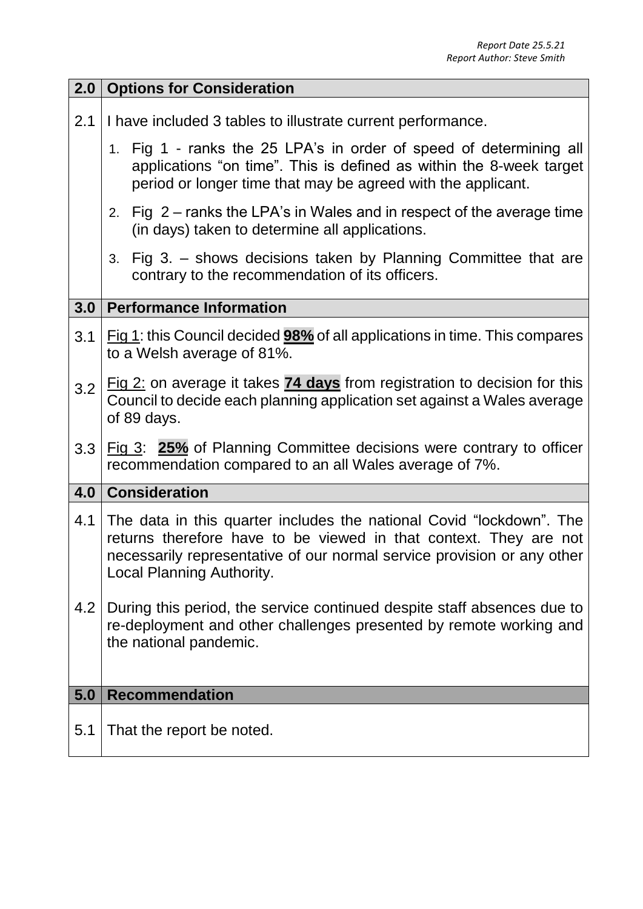*Report Date 25.5.21*
*Report Author: Steve Smith*

| 2.0 | **Options for Consideration** |
|---|---|
| 2.1 | I have included 3 tables to illustrate current performance.<br>1. Fig 1 - ranks the 25 LPA's in order of speed of determining all applications "on time". This is defined as within the 8-week target period or longer time that may be agreed with the applicant.<br>2. Fig 2 – ranks the LPA's in Wales and in respect of the average time (in days) taken to determine all applications.<br>3. Fig 3. – shows decisions taken by Planning Committee that are contrary to the recommendation of its officers. |
| **3.0** | **Performance Information** |
| 3.1 | Fig 1: this Council decided **98%** of all applications in time. This compares to a Welsh average of 81%. |
| 3.2 | Fig 2: on average it takes **74 days** from registration to decision for this Council to decide each planning application set against a Wales average of 89 days. |
| 3.3 | Fig 3: **25%** of Planning Committee decisions were contrary to officer recommendation compared to an all Wales average of 7%. |
| **4.0** | **Consideration** |
| 4.1 | The data in this quarter includes the national Covid "lockdown". The returns therefore have to be viewed in that context. They are not necessarily representative of our normal service provision or any other Local Planning Authority. |
| 4.2 | During this period, the service continued despite staff absences due to re-deployment and other challenges presented by remote working and the national pandemic. |
| **5.0** | **Recommendation** |
| 5.1 | That the report be noted. |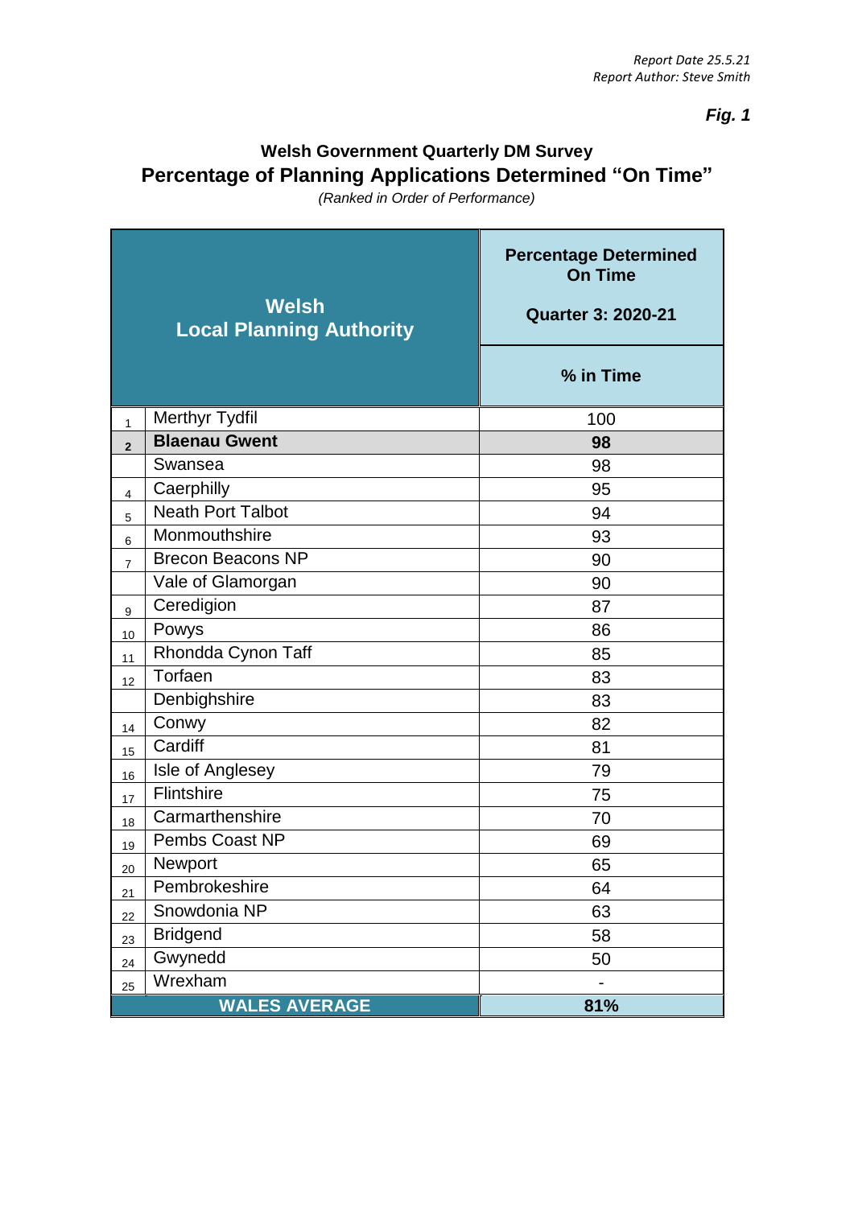*Report Date 25.5.21*
*Report Author: Steve Smith*

***Fig. 1***

## Welsh Government Quarterly DM Survey

## Percentage of Planning Applications Determined "On Time"

*(Ranked in Order of Performance)*

| | Welsh Local Planning Authority | Percentage Determined On Time Quarter 3: 2020-21 |
|---|---|---|
| | | % in Time |
| 1 | Merthyr Tydfil | 100 |
| **2** | **Blaenau Gwent** | **98** |
| | Swansea | 98 |
| 4 | Caerphilly | 95 |
| 5 | Neath Port Talbot | 94 |
| 6 | Monmouthshire | 93 |
| 7 | Brecon Beacons NP | 90 |
| | Vale of Glamorgan | 90 |
| 9 | Ceredigion | 87 |
| 10 | Powys | 86 |
| 11 | Rhondda Cynon Taff | 85 |
| 12 | Torfaen | 83 |
| | Denbighshire | 83 |
| 14 | Conwy | 82 |
| 15 | Cardiff | 81 |
| 16 | Isle of Anglesey | 79 |
| 17 | Flintshire | 75 |
| 18 | Carmarthenshire | 70 |
| 19 | Pembs Coast NP | 69 |
| 20 | Newport | 65 |
| 21 | Pembrokeshire | 64 |
| 22 | Snowdonia NP | 63 |
| 23 | Bridgend | 58 |
| 24 | Gwynedd | 50 |
| 25 | Wrexham | - |
| | **WALES AVERAGE** | **81%** |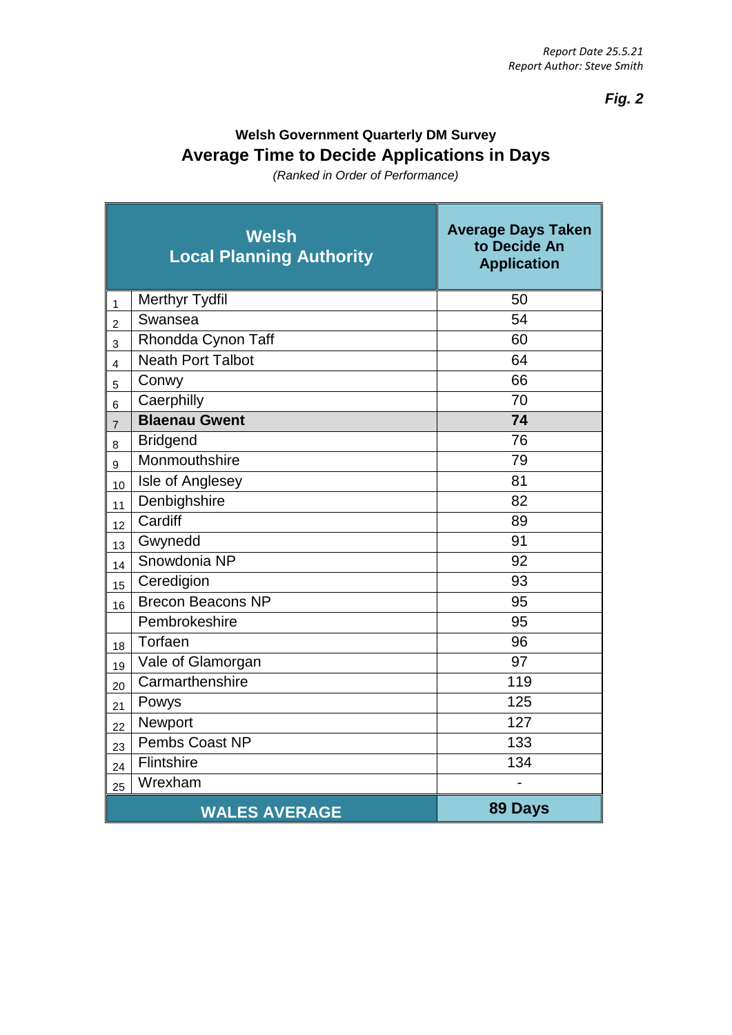*Report Date 25.5.21*
*Report Author: Steve Smith*

***Fig. 2***

**Welsh Government Quarterly DM Survey**

## Average Time to Decide Applications in Days

*(Ranked in Order of Performance)*

| | Welsh Local Planning Authority | Average Days Taken to Decide An Application |
|---|---|---|
| 1 | Merthyr Tydfil | 50 |
| 2 | Swansea | 54 |
| 3 | Rhondda Cynon Taff | 60 |
| 4 | Neath Port Talbot | 64 |
| 5 | Conwy | 66 |
| 6 | Caerphilly | 70 |
| 7 | **Blaenau Gwent** | **74** |
| 8 | Bridgend | 76 |
| 9 | Monmouthshire | 79 |
| 10 | Isle of Anglesey | 81 |
| 11 | Denbighshire | 82 |
| 12 | Cardiff | 89 |
| 13 | Gwynedd | 91 |
| 14 | Snowdonia NP | 92 |
| 15 | Ceredigion | 93 |
| 16 | Brecon Beacons NP | 95 |
| | Pembrokeshire | 95 |
| 18 | Torfaen | 96 |
| 19 | Vale of Glamorgan | 97 |
| 20 | Carmarthenshire | 119 |
| 21 | Powys | 125 |
| 22 | Newport | 127 |
| 23 | Pembs Coast NP | 133 |
| 24 | Flintshire | 134 |
| 25 | Wrexham | - |
| | **WALES AVERAGE** | **89 Days** |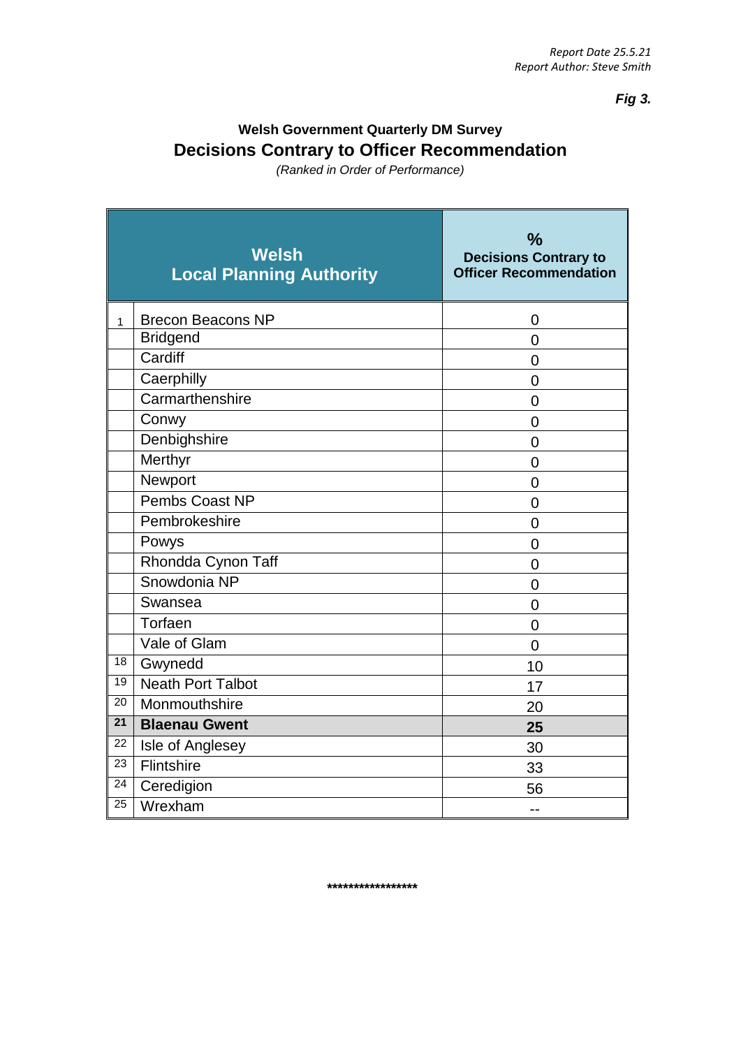*Report Date 25.5.21*
*Report Author: Steve Smith*

***Fig 3.***

### Welsh Government Quarterly DM Survey

## Decisions Contrary to Officer Recommendation

*(Ranked in Order of Performance)*

| | Welsh Local Planning Authority | % Decisions Contrary to Officer Recommendation |
|---|---|---|
| 1 | Brecon Beacons NP | 0 |
| | Bridgend | 0 |
| | Cardiff | 0 |
| | Caerphilly | 0 |
| | Carmarthenshire | 0 |
| | Conwy | 0 |
| | Denbighshire | 0 |
| | Merthyr | 0 |
| | Newport | 0 |
| | Pembs Coast NP | 0 |
| | Pembrokeshire | 0 |
| | Powys | 0 |
| | Rhondda Cynon Taff | 0 |
| | Snowdonia NP | 0 |
| | Swansea | 0 |
| | Torfaen | 0 |
| | Vale of Glam | 0 |
| 18 | Gwynedd | 10 |
| 19 | Neath Port Talbot | 17 |
| 20 | Monmouthshire | 20 |
| **21** | **Blaenau Gwent** | **25** |
| 22 | Isle of Anglesey | 30 |
| 23 | Flintshire | 33 |
| 24 | Ceredigion | 56 |
| 25 | Wrexham | -- |

******************